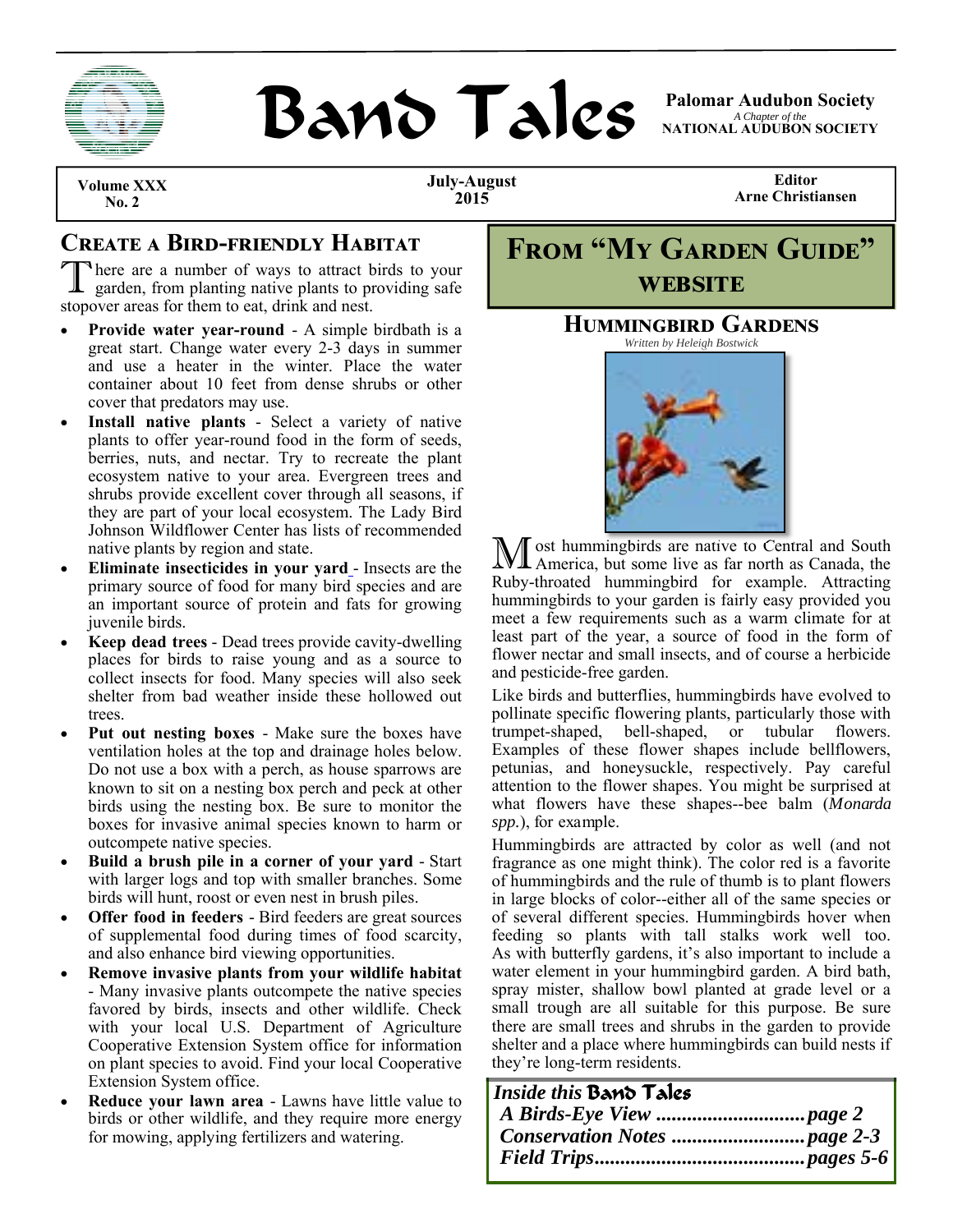# Band Tales

**Palomar Audubon Society**
*A Chapter of the*
**NATIONAL AUDUBON SOCIETY**

**Volume XXX**
**No. 2**

**July-August 2015**

**Editor**
**Arne Christiansen**

## Create a Bird-friendly Habitat

There are a number of ways to attract birds to your garden, from planting native plants to providing safe stopover areas for them to eat, drink and nest.

- **Provide water year-round** - A simple birdbath is a great start. Change water every 2-3 days in summer and use a heater in the winter. Place the water container about 10 feet from dense shrubs or other cover that predators may use.
- **Install native plants** - Select a variety of native plants to offer year-round food in the form of seeds, berries, nuts, and nectar. Try to recreate the plant ecosystem native to your area. Evergreen trees and shrubs provide excellent cover through all seasons, if they are part of your local ecosystem. The Lady Bird Johnson Wildflower Center has lists of recommended native plants by region and state.
- **Eliminate insecticides in your yard** - Insects are the primary source of food for many bird species and are an important source of protein and fats for growing juvenile birds.
- **Keep dead trees** - Dead trees provide cavity-dwelling places for birds to raise young and as a source to collect insects for food. Many species will also seek shelter from bad weather inside these hollowed out trees.
- **Put out nesting boxes** - Make sure the boxes have ventilation holes at the top and drainage holes below. Do not use a box with a perch, as house sparrows are known to sit on a nesting box perch and peck at other birds using the nesting box. Be sure to monitor the boxes for invasive animal species known to harm or outcompete native species.
- **Build a brush pile in a corner of your yard** - Start with larger logs and top with smaller branches. Some birds will hunt, roost or even nest in brush piles.
- **Offer food in feeders** - Bird feeders are great sources of supplemental food during times of food scarcity, and also enhance bird viewing opportunities.
- **Remove invasive plants from your wildlife habitat** - Many invasive plants outcompete the native species favored by birds, insects and other wildlife. Check with your local U.S. Department of Agriculture Cooperative Extension System office for information on plant species to avoid. Find your local Cooperative Extension System office.
- **Reduce your lawn area** - Lawns have little value to birds or other wildlife, and they require more energy for mowing, applying fertilizers and watering.

## From "My Garden Guide" website

### Hummingbird Gardens

*Written by Heleigh Bostwick*

Most hummingbirds are native to Central and South America, but some live as far north as Canada, the Ruby-throated hummingbird for example. Attracting hummingbirds to your garden is fairly easy provided you meet a few requirements such as a warm climate for at least part of the year, a source of food in the form of flower nectar and small insects, and of course a herbicide and pesticide-free garden.

Like birds and butterflies, hummingbirds have evolved to pollinate specific flowering plants, particularly those with trumpet-shaped, bell-shaped, or tubular flowers. Examples of these flower shapes include bellflowers, petunias, and honeysuckle, respectively. Pay careful attention to the flower shapes. You might be surprised at what flowers have these shapes--bee balm (*Monarda spp.*), for example.

Hummingbirds are attracted by color as well (and not fragrance as one might think). The color red is a favorite of hummingbirds and the rule of thumb is to plant flowers in large blocks of color--either all of the same species or of several different species. Hummingbirds hover when feeding so plants with tall stalks work well too. As with butterfly gardens, it's also important to include a water element in your hummingbird garden. A bird bath, spray mister, shallow bowl planted at grade level or a small trough are all suitable for this purpose. Be sure there are small trees and shrubs in the garden to provide shelter and a place where hummingbirds can build nests if they're long-term residents.

***Inside this* Band Tales**

- ***A Birds-Eye View ............................ page 2***
- ***Conservation Notes .......................... page 2-3***
- ***Field Trips........................................ pages 5-6***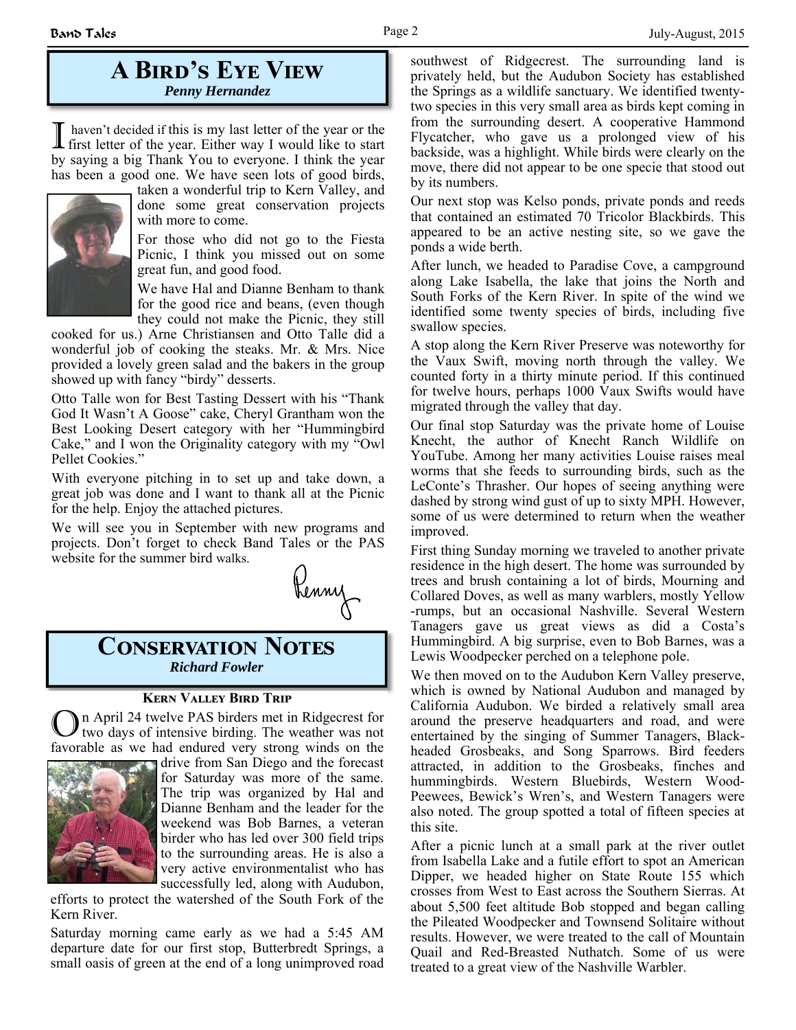## A Bird's Eye View

*Penny Hernandez*

I haven't decided if this is my last letter of the year or the first letter of the year. Either way I would like to start by saying a big Thank You to everyone. I think the year has been a good one. We have seen lots of good birds, taken a wonderful trip to Kern Valley, and done some great conservation projects with more to come.

For those who did not go to the Fiesta Picnic, I think you missed out on some great fun, and good food.

We have Hal and Dianne Benham to thank for the good rice and beans, (even though they could not make the Picnic, they still cooked for us.) Arne Christiansen and Otto Talle did a wonderful job of cooking the steaks. Mr. & Mrs. Nice provided a lovely green salad and the bakers in the group showed up with fancy "birdy" desserts.

Otto Talle won for Best Tasting Dessert with his "Thank God It Wasn't A Goose" cake, Cheryl Grantham won the Best Looking Desert category with her "Hummingbird Cake," and I won the Originality category with my "Owl Pellet Cookies."

With everyone pitching in to set up and take down, a great job was done and I want to thank all at the Picnic for the help. Enjoy the attached pictures.

We will see you in September with new programs and projects. Don't forget to check Band Tales or the PAS website for the summer bird walks.

Penny

## Conservation Notes

*Richard Fowler*

### Kern Valley Bird Trip

On April 24 twelve PAS birders met in Ridgecrest for two days of intensive birding. The weather was not favorable as we had endured very strong winds on the drive from San Diego and the forecast for Saturday was more of the same. The trip was organized by Hal and Dianne Benham and the leader for the weekend was Bob Barnes, a veteran birder who has led over 300 field trips to the surrounding areas. He is also a very active environmentalist who has successfully led, along with Audubon, efforts to protect the watershed of the South Fork of the Kern River.

Saturday morning came early as we had a 5:45 AM departure date for our first stop, Butterbredt Springs, a small oasis of green at the end of a long unimproved road southwest of Ridgecrest. The surrounding land is privately held, but the Audubon Society has established the Springs as a wildlife sanctuary. We identified twenty-two species in this very small area as birds kept coming in from the surrounding desert. A cooperative Hammond Flycatcher, who gave us a prolonged view of his backside, was a highlight. While birds were clearly on the move, there did not appear to be one specie that stood out by its numbers.

Our next stop was Kelso ponds, private ponds and reeds that contained an estimated 70 Tricolor Blackbirds. This appeared to be an active nesting site, so we gave the ponds a wide berth.

After lunch, we headed to Paradise Cove, a campground along Lake Isabella, the lake that joins the North and South Forks of the Kern River. In spite of the wind we identified some twenty species of birds, including five swallow species.

A stop along the Kern River Preserve was noteworthy for the Vaux Swift, moving north through the valley. We counted forty in a thirty minute period. If this continued for twelve hours, perhaps 1000 Vaux Swifts would have migrated through the valley that day.

Our final stop Saturday was the private home of Louise Knecht, the author of Knecht Ranch Wildlife on YouTube. Among her many activities Louise raises meal worms that she feeds to surrounding birds, such as the LeConte's Thrasher. Our hopes of seeing anything were dashed by strong wind gust of up to sixty MPH. However, some of us were determined to return when the weather improved.

First thing Sunday morning we traveled to another private residence in the high desert. The home was surrounded by trees and brush containing a lot of birds, Mourning and Collared Doves, as well as many warblers, mostly Yellow-rumps, but an occasional Nashville. Several Western Tanagers gave us great views as did a Costa's Hummingbird. A big surprise, even to Bob Barnes, was a Lewis Woodpecker perched on a telephone pole.

We then moved on to the Audubon Kern Valley preserve, which is owned by National Audubon and managed by California Audubon. We birded a relatively small area around the preserve headquarters and road, and were entertained by the singing of Summer Tanagers, Black-headed Grosbeaks, and Song Sparrows. Bird feeders attracted, in addition to the Grosbeaks, finches and hummingbirds. Western Bluebirds, Western Wood-Peewees, Bewick's Wren's, and Western Tanagers were also noted. The group spotted a total of fifteen species at this site.

After a picnic lunch at a small park at the river outlet from Isabella Lake and a futile effort to spot an American Dipper, we headed higher on State Route 155 which crosses from West to East across the Southern Sierras. At about 5,500 feet altitude Bob stopped and began calling the Pileated Woodpecker and Townsend Solitaire without results. However, we were treated to the call of Mountain Quail and Red-Breasted Nuthatch. Some of us were treated to a great view of the Nashville Warbler.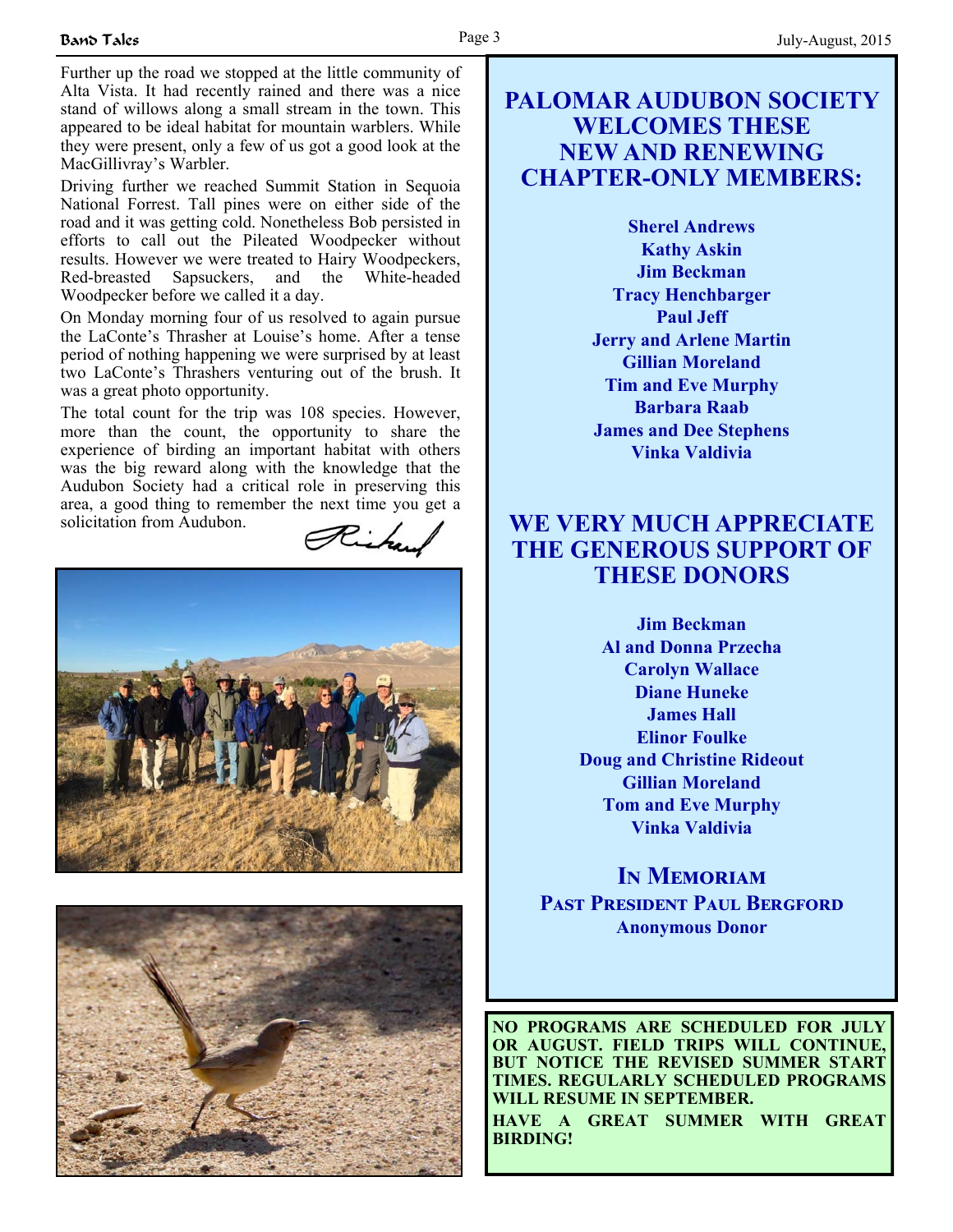Further up the road we stopped at the little community of Alta Vista. It had recently rained and there was a nice stand of willows along a small stream in the town. This appeared to be ideal habitat for mountain warblers. While they were present, only a few of us got a good look at the MacGillivray's Warbler.

Driving further we reached Summit Station in Sequoia National Forrest. Tall pines were on either side of the road and it was getting cold. Nonetheless Bob persisted in efforts to call out the Pileated Woodpecker without results. However we were treated to Hairy Woodpeckers, Red-breasted Sapsuckers, and the White-headed Woodpecker before we called it a day.

On Monday morning four of us resolved to again pursue the LaConte's Thrasher at Louise's home. After a tense period of nothing happening we were surprised by at least two LaConte's Thrashers venturing out of the brush. It was a great photo opportunity.

The total count for the trip was 108 species. However, more than the count, the opportunity to share the experience of birding an important habitat with others was the big reward along with the knowledge that the Audubon Society had a critical role in preserving this area, a good thing to remember the next time you get a solicitation from Audubon.

Richard

## PALOMAR AUDUBON SOCIETY WELCOMES THESE NEW AND RENEWING CHAPTER-ONLY MEMBERS:

**Sherel Andrews**
**Kathy Askin**
**Jim Beckman**
**Tracy Henchbarger**
**Paul Jeff**
**Jerry and Arlene Martin**
**Gillian Moreland**
**Tim and Eve Murphy**
**Barbara Raab**
**James and Dee Stephens**
**Vinka Valdivia**

## WE VERY MUCH APPRECIATE THE GENEROUS SUPPORT OF THESE DONORS

**Jim Beckman**
**Al and Donna Przecha**
**Carolyn Wallace**
**Diane Huneke**
**James Hall**
**Elinor Foulke**
**Doug and Christine Rideout**
**Gillian Moreland**
**Tom and Eve Murphy**
**Vinka Valdivia**

### In Memoriam

**Past President Paul Bergford**
**Anonymous Donor**

**NO PROGRAMS ARE SCHEDULED FOR JULY OR AUGUST. FIELD TRIPS WILL CONTINUE, BUT NOTICE THE REVISED SUMMER START TIMES. REGULARLY SCHEDULED PROGRAMS WILL RESUME IN SEPTEMBER.**

**HAVE A GREAT SUMMER WITH GREAT BIRDING!**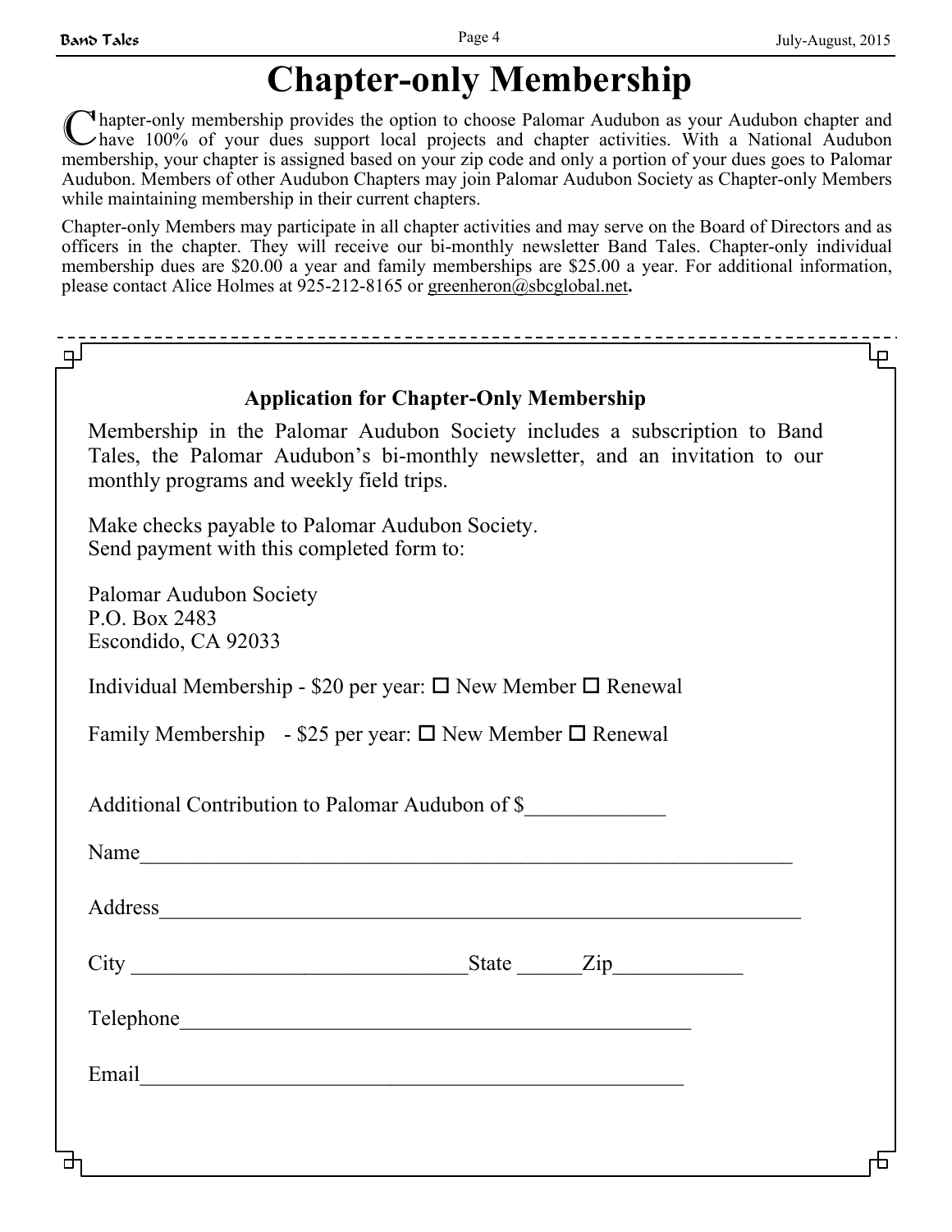# Chapter-only Membership

Chapter-only membership provides the option to choose Palomar Audubon as your Audubon chapter and have 100% of your dues support local projects and chapter activities. With a National Audubon membership, your chapter is assigned based on your zip code and only a portion of your dues goes to Palomar Audubon. Members of other Audubon Chapters may join Palomar Audubon Society as Chapter-only Members while maintaining membership in their current chapters.

Chapter-only Members may participate in all chapter activities and may serve on the Board of Directors and as officers in the chapter. They will receive our bi-monthly newsletter Band Tales. Chapter-only individual membership dues are $20.00 a year and family memberships are $25.00 a year. For additional information, please contact Alice Holmes at 925-212-8165 or greenheron@sbcglobal.net**.**

---

**Application for Chapter-Only Membership**

Membership in the Palomar Audubon Society includes a subscription to Band Tales, the Palomar Audubon's bi-monthly newsletter, and an invitation to our monthly programs and weekly field trips.

Make checks payable to Palomar Audubon Society.
Send payment with this completed form to:

Palomar Audubon Society
P.O. Box 2483
Escondido, CA 92033

Individual Membership - $20 per year: ☐ New Member ☐ Renewal

Family Membership - $25 per year: ☐ New Member ☐ Renewal

Additional Contribution to Palomar Audubon of $_____________

Name_______________________________________________________________

Address______________________________________________________________

City _______________________________State ______Zip____________

Telephone_________________________________________________

Email____________________________________________________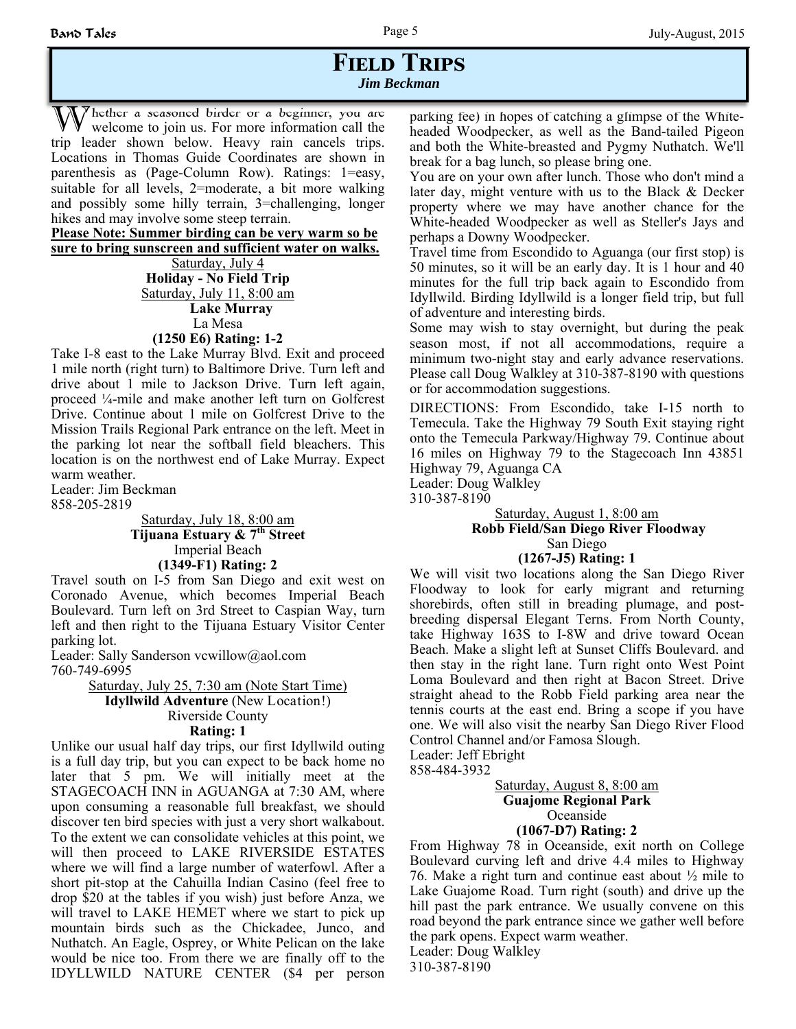# Field Trips

*Jim Beckman*

Whether a seasoned birder or a beginner, you are welcome to join us. For more information call the trip leader shown below. Heavy rain cancels trips. Locations in Thomas Guide Coordinates are shown in parenthesis as (Page-Column Row). Ratings: 1=easy, suitable for all levels, 2=moderate, a bit more walking and possibly some hilly terrain, 3=challenging, longer hikes and may involve some steep terrain.

**Please Note: Summer birding can be very warm so be sure to bring sunscreen and sufficient water on walks.**

Saturday, July 4

**Holiday - No Field Trip**

Saturday, July 11, 8:00 am

**Lake Murray**

La Mesa

**(1250 E6) Rating: 1-2**

Take I-8 east to the Lake Murray Blvd. Exit and proceed 1 mile north (right turn) to Baltimore Drive. Turn left and drive about 1 mile to Jackson Drive. Turn left again, proceed ¼-mile and make another left turn on Golfcrest Drive. Continue about 1 mile on Golfcrest Drive to the Mission Trails Regional Park entrance on the left. Meet in the parking lot near the softball field bleachers. This location is on the northwest end of Lake Murray. Expect warm weather.

Leader: Jim Beckman
858-205-2819

Saturday, July 18, 8:00 am

**Tijuana Estuary & 7th Street**

Imperial Beach

**(1349-F1) Rating: 2**

Travel south on I-5 from San Diego and exit west on Coronado Avenue, which becomes Imperial Beach Boulevard. Turn left on 3rd Street to Caspian Way, turn left and then right to the Tijuana Estuary Visitor Center parking lot.

Leader: Sally Sanderson vcwillow@aol.com
760-749-6995

Saturday, July 25, 7:30 am (Note Start Time)

**Idyllwild Adventure** (New Location!)

Riverside County

**Rating: 1**

Unlike our usual half day trips, our first Idyllwild outing is a full day trip, but you can expect to be back home no later that 5 pm. We will initially meet at the STAGECOACH INN in AGUANGA at 7:30 AM, where upon consuming a reasonable full breakfast, we should discover ten bird species with just a very short walkabout. To the extent we can consolidate vehicles at this point, we will then proceed to LAKE RIVERSIDE ESTATES where we will find a large number of waterfowl. After a short pit-stop at the Cahuilla Indian Casino (feel free to drop $20 at the tables if you wish) just before Anza, we will travel to LAKE HEMET where we start to pick up mountain birds such as the Chickadee, Junco, and Nuthatch. An Eagle, Osprey, or White Pelican on the lake would be nice too. From there we are finally off to the IDYLLWILD NATURE CENTER ($4 per person parking fee) in hopes of catching a glimpse of the White-headed Woodpecker, as well as the Band-tailed Pigeon and both the White-breasted and Pygmy Nuthatch. We'll break for a bag lunch, so please bring one.

You are on your own after lunch. Those who don't mind a later day, might venture with us to the Black & Decker property where we may have another chance for the White-headed Woodpecker as well as Steller's Jays and perhaps a Downy Woodpecker.

Travel time from Escondido to Aguanga (our first stop) is 50 minutes, so it will be an early day. It is 1 hour and 40 minutes for the full trip back again to Escondido from Idyllwild. Birding Idyllwild is a longer field trip, but full of adventure and interesting birds.

Some may wish to stay overnight, but during the peak season most, if not all accommodations, require a minimum two-night stay and early advance reservations. Please call Doug Walkley at 310-387-8190 with questions or for accommodation suggestions.

DIRECTIONS: From Escondido, take I-15 north to Temecula. Take the Highway 79 South Exit staying right onto the Temecula Parkway/Highway 79. Continue about 16 miles on Highway 79 to the Stagecoach Inn 43851 Highway 79, Aguanga CA

Leader: Doug Walkley
310-387-8190

Saturday, August 1, 8:00 am

**Robb Field/San Diego River Floodway**

San Diego

**(1267-J5) Rating: 1**

We will visit two locations along the San Diego River Floodway to look for early migrant and returning shorebirds, often still in breading plumage, and post-breeding dispersal Elegant Terns. From North County, take Highway 163S to I-8W and drive toward Ocean Beach. Make a slight left at Sunset Cliffs Boulevard. and then stay in the right lane. Turn right onto West Point Loma Boulevard and then right at Bacon Street. Drive straight ahead to the Robb Field parking area near the tennis courts at the east end. Bring a scope if you have one. We will also visit the nearby San Diego River Flood Control Channel and/or Famosa Slough.

Leader: Jeff Ebright
858-484-3932

Saturday, August 8, 8:00 am

**Guajome Regional Park**

Oceanside

**(1067-D7) Rating: 2**

From Highway 78 in Oceanside, exit north on College Boulevard curving left and drive 4.4 miles to Highway 76. Make a right turn and continue east about ½ mile to Lake Guajome Road. Turn right (south) and drive up the hill past the park entrance. We usually convene on this road beyond the park entrance since we gather well before the park opens. Expect warm weather.

Leader: Doug Walkley
310-387-8190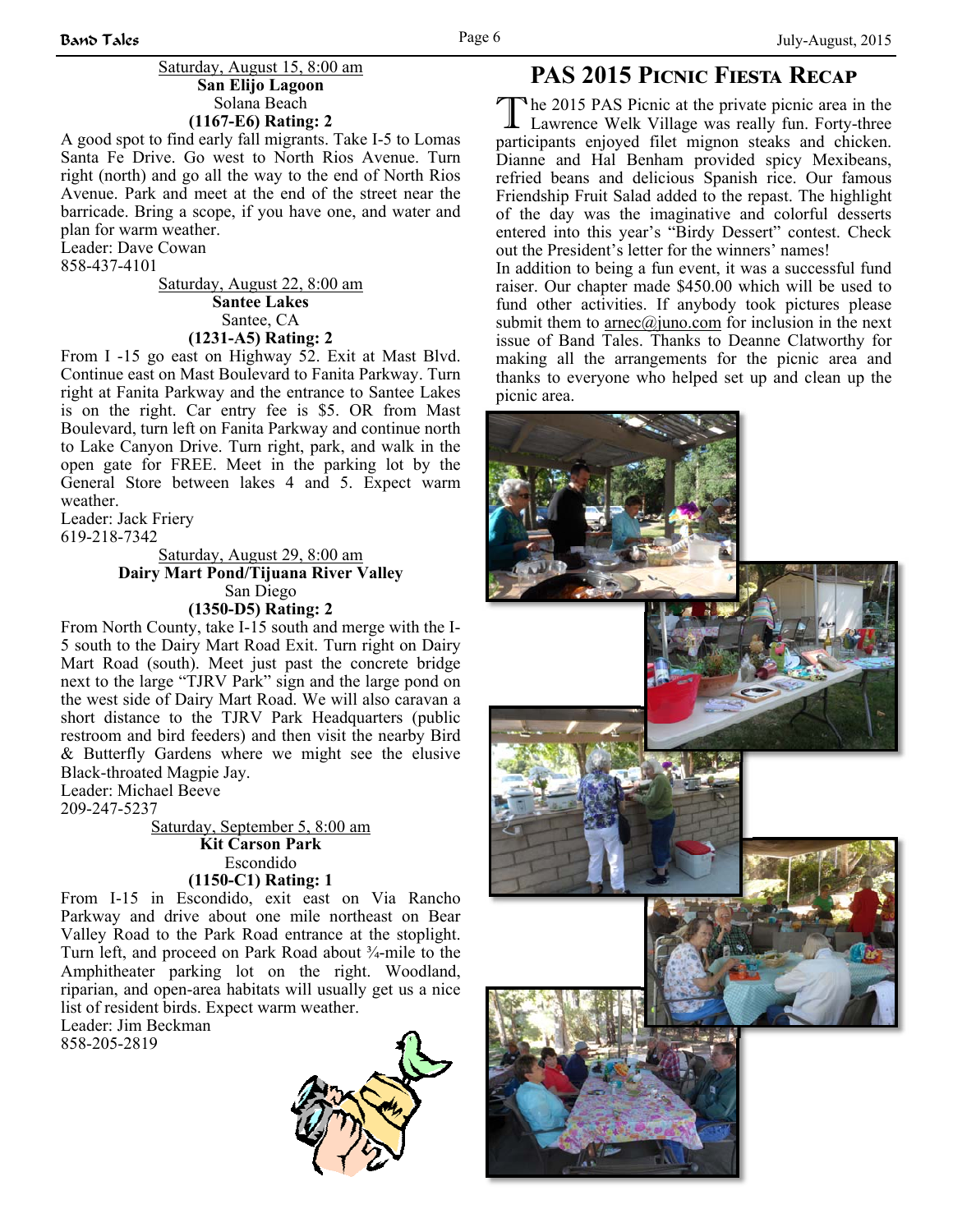Saturday, August 15, 8:00 am
**San Elijo Lagoon**
Solana Beach
**(1167-E6) Rating: 2**

A good spot to find early fall migrants. Take I-5 to Lomas Santa Fe Drive. Go west to North Rios Avenue. Turn right (north) and go all the way to the end of North Rios Avenue. Park and meet at the end of the street near the barricade. Bring a scope, if you have one, and water and plan for warm weather.
Leader: Dave Cowan
858-437-4101

Saturday, August 22, 8:00 am
**Santee Lakes**
Santee, CA
**(1231-A5) Rating: 2**

From I -15 go east on Highway 52. Exit at Mast Blvd. Continue east on Mast Boulevard to Fanita Parkway. Turn right at Fanita Parkway and the entrance to Santee Lakes is on the right. Car entry fee is $5. OR from Mast Boulevard, turn left on Fanita Parkway and continue north to Lake Canyon Drive. Turn right, park, and walk in the open gate for FREE. Meet in the parking lot by the General Store between lakes 4 and 5. Expect warm weather.
Leader: Jack Friery
619-218-7342

Saturday, August 29, 8:00 am
**Dairy Mart Pond/Tijuana River Valley**
San Diego
**(1350-D5) Rating: 2**

From North County, take I-15 south and merge with the I-5 south to the Dairy Mart Road Exit. Turn right on Dairy Mart Road (south). Meet just past the concrete bridge next to the large "TJRV Park" sign and the large pond on the west side of Dairy Mart Road. We will also caravan a short distance to the TJRV Park Headquarters (public restroom and bird feeders) and then visit the nearby Bird & Butterfly Gardens where we might see the elusive Black-throated Magpie Jay.
Leader: Michael Beeve
209-247-5237

Saturday, September 5, 8:00 am
**Kit Carson Park**
Escondido
**(1150-C1) Rating: 1**

From I-15 in Escondido, exit east on Via Rancho Parkway and drive about one mile northeast on Bear Valley Road to the Park Road entrance at the stoplight. Turn left, and proceed on Park Road about ¾-mile to the Amphitheater parking lot on the right. Woodland, riparian, and open-area habitats will usually get us a nice list of resident birds. Expect warm weather.
Leader: Jim Beckman
858-205-2819

## PAS 2015 Picnic Fiesta Recap

The 2015 PAS Picnic at the private picnic area in the Lawrence Welk Village was really fun. Forty-three participants enjoyed filet mignon steaks and chicken. Dianne and Hal Benham provided spicy Mexibeans, refried beans and delicious Spanish rice. Our famous Friendship Fruit Salad added to the repast. The highlight of the day was the imaginative and colorful desserts entered into this year's "Birdy Dessert" contest. Check out the President's letter for the winners' names!

In addition to being a fun event, it was a successful fund raiser. Our chapter made $450.00 which will be used to fund other activities. If anybody took pictures please submit them to arnec@juno.com for inclusion in the next issue of Band Tales. Thanks to Deanne Clatworthy for making all the arrangements for the picnic area and thanks to everyone who helped set up and clean up the picnic area.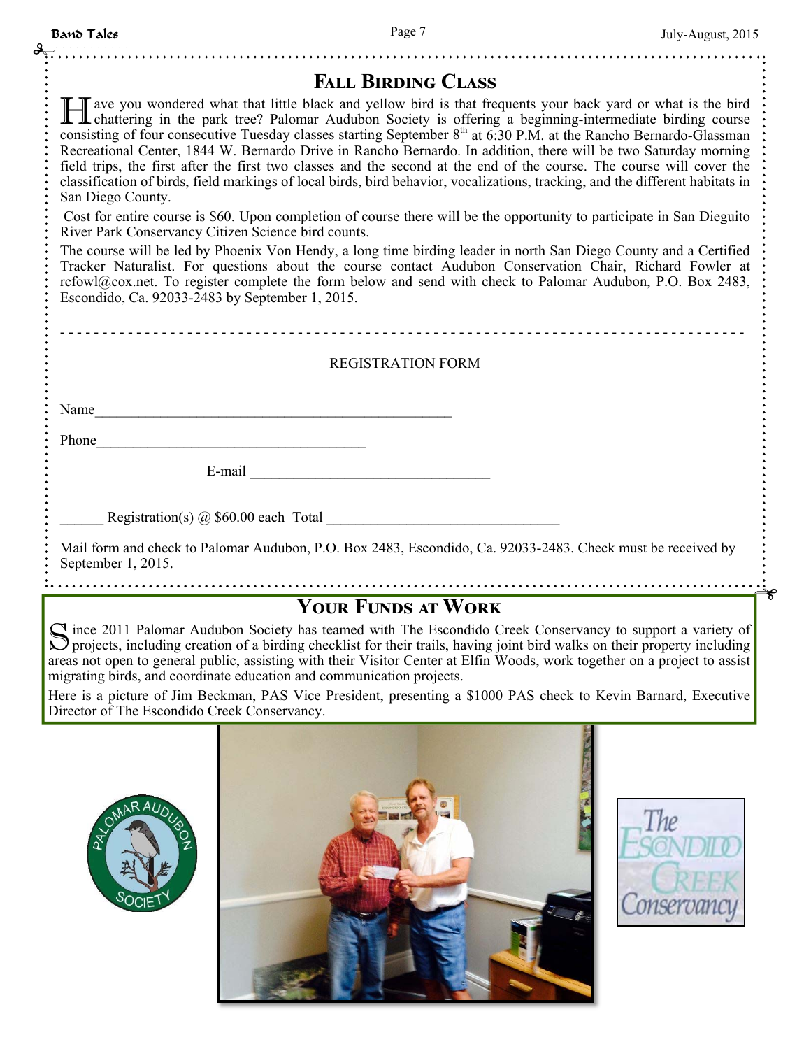## Fall Birding Class

Have you wondered what that little black and yellow bird is that frequents your back yard or what is the bird chattering in the park tree? Palomar Audubon Society is offering a beginning-intermediate birding course consisting of four consecutive Tuesday classes starting September 8th at 6:30 P.M. at the Rancho Bernardo-Glassman Recreational Center, 1844 W. Bernardo Drive in Rancho Bernardo. In addition, there will be two Saturday morning field trips, the first after the first two classes and the second at the end of the course. The course will cover the classification of birds, field markings of local birds, bird behavior, vocalizations, tracking, and the different habitats in San Diego County.

Cost for entire course is $60. Upon completion of course there will be the opportunity to participate in San Dieguito River Park Conservancy Citizen Science bird counts.

The course will be led by Phoenix Von Hendy, a long time birding leader in north San Diego County and a Certified Tracker Naturalist. For questions about the course contact Audubon Conservation Chair, Richard Fowler at rcfowl@cox.net. To register complete the form below and send with check to Palomar Audubon, P.O. Box 2483, Escondido, Ca. 92033-2483 by September 1, 2015.

---

REGISTRATION FORM

Name__________________________________________________

Phone_____________________________________

E-mail _________________________________

______ Registration(s) @ $60.00 each Total ________________________________

Mail form and check to Palomar Audubon, P.O. Box 2483, Escondido, Ca. 92033-2483. Check must be received by September 1, 2015.

## Your Funds at Work

Since 2011 Palomar Audubon Society has teamed with The Escondido Creek Conservancy to support a variety of projects, including creation of a birding checklist for their trails, having joint bird walks on their property including areas not open to general public, assisting with their Visitor Center at Elfin Woods, work together on a project to assist migrating birds, and coordinate education and communication projects.

Here is a picture of Jim Beckman, PAS Vice President, presenting a $1000 PAS check to Kevin Barnard, Executive Director of The Escondido Creek Conservancy.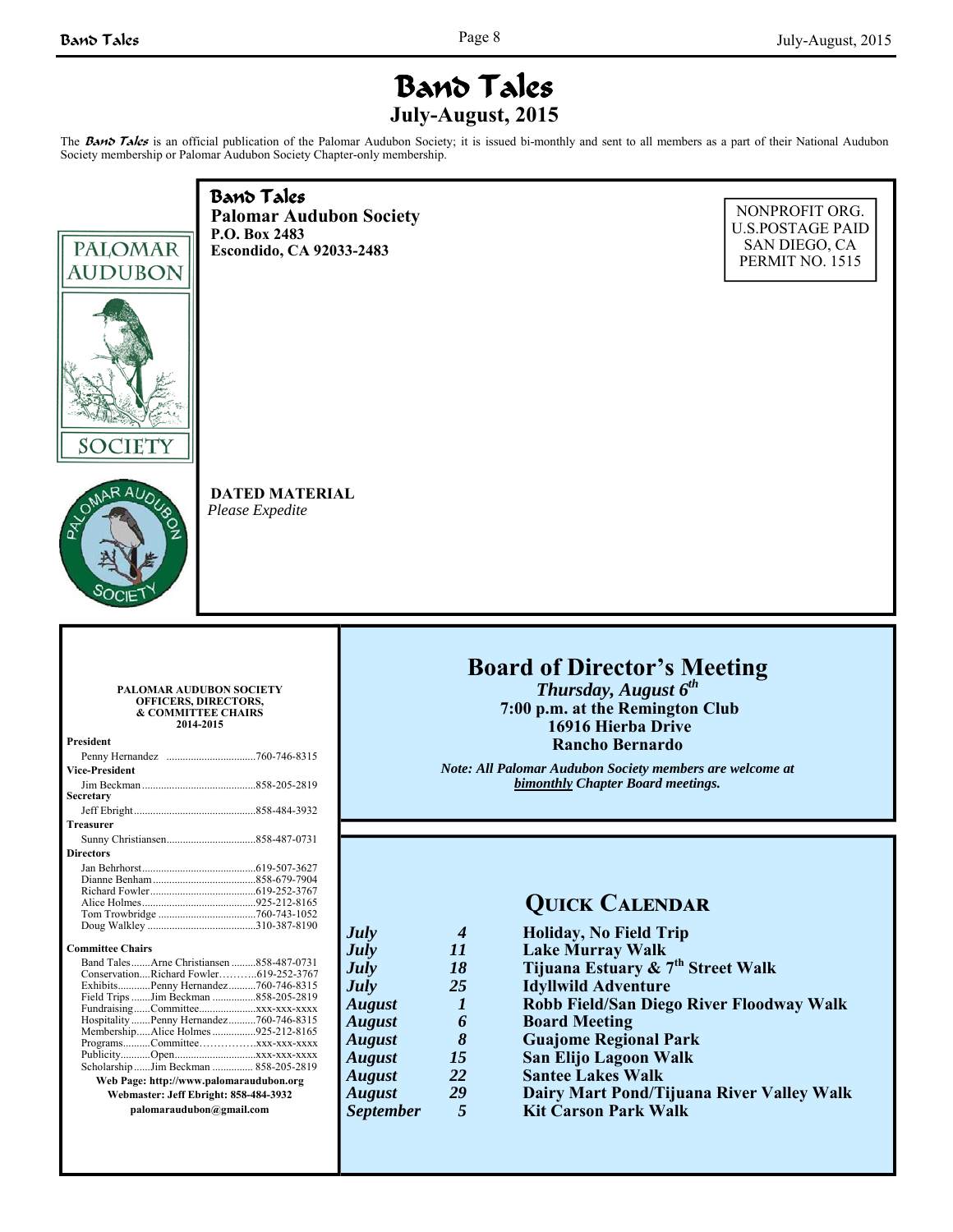# Band Tales

## July-August, 2015

The ***Band Tales*** is an official publication of the Palomar Audubon Society; it is issued bi-monthly and sent to all members as a part of their National Audubon Society membership or Palomar Audubon Society Chapter-only membership.

PALOMAR AUDUBON SOCIETY

**Band Tales**
**Palomar Audubon Society**
**P.O. Box 2483**
**Escondido, CA 92033-2483**

NONPROFIT ORG.
U.S.POSTAGE PAID
SAN DIEGO, CA
PERMIT NO. 1515

**DATED MATERIAL**
*Please Expedite*

**PALOMAR AUDUBON SOCIETY**
**OFFICERS, DIRECTORS, & COMMITTEE CHAIRS**
**2014-2015**

**President**
Penny Hernandez ....................760-746-8315

**Vice-President**
Jim Beckman ....................858-205-2819

**Secretary**
Jeff Ebright ....................858-484-3932

**Treasurer**
Sunny Christiansen ....................858-487-0731

**Directors**
Jan Behrhorst ....................619-507-3627
Dianne Benham ....................858-679-7904
Richard Fowler ....................619-252-3767
Alice Holmes ....................925-212-8165
Tom Trowbridge ....................760-743-1052
Doug Walkley ....................310-387-8190

**Committee Chairs**
Band Tales.......Arne Christiansen .........858-487-0731
Conservation....Richard Fowler...........619-252-3767
Exhibits............Penny Hernandez..........760-746-8315
Field Trips .......Jim Beckman ................858-205-2819
Fundraising......Committee.....................xxx-xxx-xxxx
Hospitality.......Penny Hernandez..........760-746-8315
Membership.....Alice Holmes ................925-212-8165
Programs..........Committee.....................xxx-xxx-xxxx
Publicity...........Open..............................xxx-xxx-xxxx
Scholarship......Jim Beckman ............... 858-205-2819

**Web Page: http://www.palomaraudubon.org**
**Webmaster: Jeff Ebright: 858-484-3932**
**palomaraudubon@gmail.com**

## Board of Director's Meeting

***Thursday, August 6th***
**7:00 p.m. at the Remington Club**
**16916 Hierba Drive**
**Rancho Bernardo**

***Note: All Palomar Audubon Society members are welcome at bimonthly Chapter Board meetings.***

## Quick Calendar

| | | |
|---|---|---|
| ***July*** | ***4*** | **Holiday, No Field Trip** |
| ***July*** | ***11*** | **Lake Murray Walk** |
| ***July*** | ***18*** | **Tijuana Estuary & 7th Street Walk** |
| ***July*** | ***25*** | **Idyllwild Adventure** |
| ***August*** | ***1*** | **Robb Field/San Diego River Floodway Walk** |
| ***August*** | ***6*** | **Board Meeting** |
| ***August*** | ***8*** | **Guajome Regional Park** |
| ***August*** | ***15*** | **San Elijo Lagoon Walk** |
| ***August*** | ***22*** | **Santee Lakes Walk** |
| ***August*** | ***29*** | **Dairy Mart Pond/Tijuana River Valley Walk** |
| ***September*** | ***5*** | **Kit Carson Park Walk** |